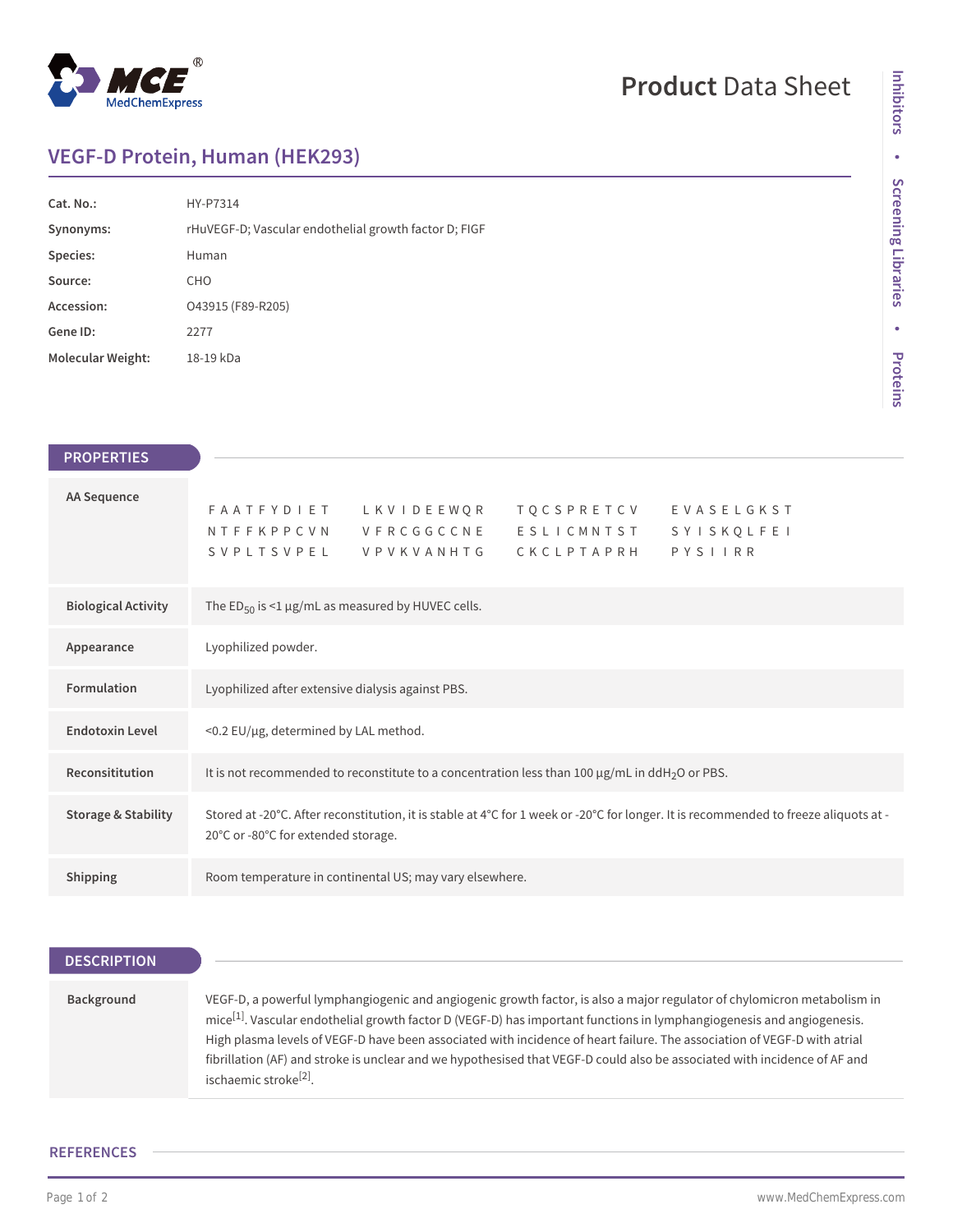# VEGF-D Protein, Human (HEK293)

| | |
|---|---|
| **Cat. No.:** | HY-P7314 |
| **Synonyms:** | rHuVEGF-D; Vascular endothelial growth factor D; FIGF |
| **Species:** | Human |
| **Source:** | CHO |
| **Accession:** | O43915 (F89-R205) |
| **Gene ID:** | 2277 |
| **Molecular Weight:** | 18-19 kDa |

## PROPERTIES

| | |
|---|---|
| **AA Sequence** | F A A T F Y D I E T  L K V I D E E W Q R  T Q C S P R E T C V  E V A S E L G K S T<br>N T F F K P P C V N  V F R C G G C C N E  E S L I C M N T S T  S Y I S K Q L F E I<br>S V P L T S V P E L  V P V K V A N H T G  C K C L P T A P R H  P Y S I I R R |
| **Biological Activity** | The $ED_{50}$ is <1 μg/mL as measured by HUVEC cells. |
| **Appearance** | Lyophilized powder. |
| **Formulation** | Lyophilized after extensive dialysis against PBS. |
| **Endotoxin Level** | <0.2 EU/μg, determined by LAL method. |
| **Reconsititution** | It is not recommended to reconstitute to a concentration less than 100 μg/mL in $ddH_2O$ or PBS. |
| **Storage & Stability** | Stored at -20°C. After reconstitution, it is stable at 4°C for 1 week or -20°C for longer. It is recommended to freeze aliquots at -20°C or -80°C for extended storage. |
| **Shipping** | Room temperature in continental US; may vary elsewhere. |

## DESCRIPTION

| | |
|---|---|
| **Background** | VEGF-D, a powerful lymphangiogenic and angiogenic growth factor, is also a major regulator of chylomicron metabolism in mice[1]. Vascular endothelial growth factor D (VEGF-D) has important functions in lymphangiogenesis and angiogenesis. High plasma levels of VEGF-D have been associated with incidence of heart failure. The association of VEGF-D with atrial fibrillation (AF) and stroke is unclear and we hypothesised that VEGF-D could also be associated with incidence of AF and ischaemic stroke[2]. |

## REFERENCES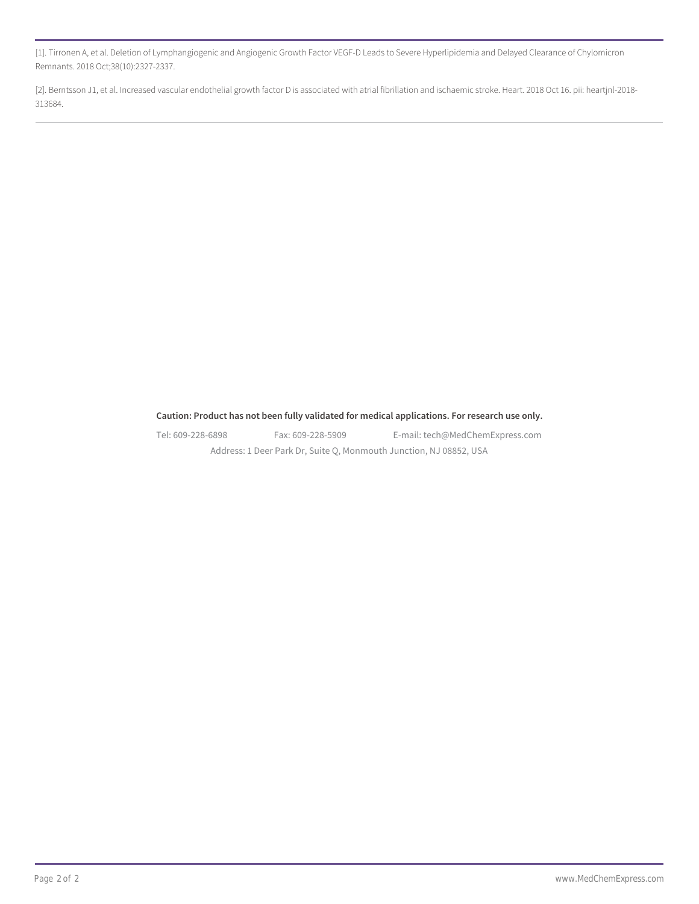[1]. Tirronen A, et al. Deletion of Lymphangiogenic and Angiogenic Growth Factor VEGF-D Leads to Severe Hyperlipidemia and Delayed Clearance of Chylomicron Remnants. 2018 Oct;38(10):2327-2337.

[2]. Berntsson J1, et al. Increased vascular endothelial growth factor D is associated with atrial fibrillation and ischaemic stroke. Heart. 2018 Oct 16. pii: heartjnl-2018-313684.

**Caution: Product has not been fully validated for medical applications. For research use only.**

Tel: 609-228-6898 Fax: 609-228-5909 E-mail: tech@MedChemExpress.com

Address: 1 Deer Park Dr, Suite Q, Monmouth Junction, NJ 08852, USA